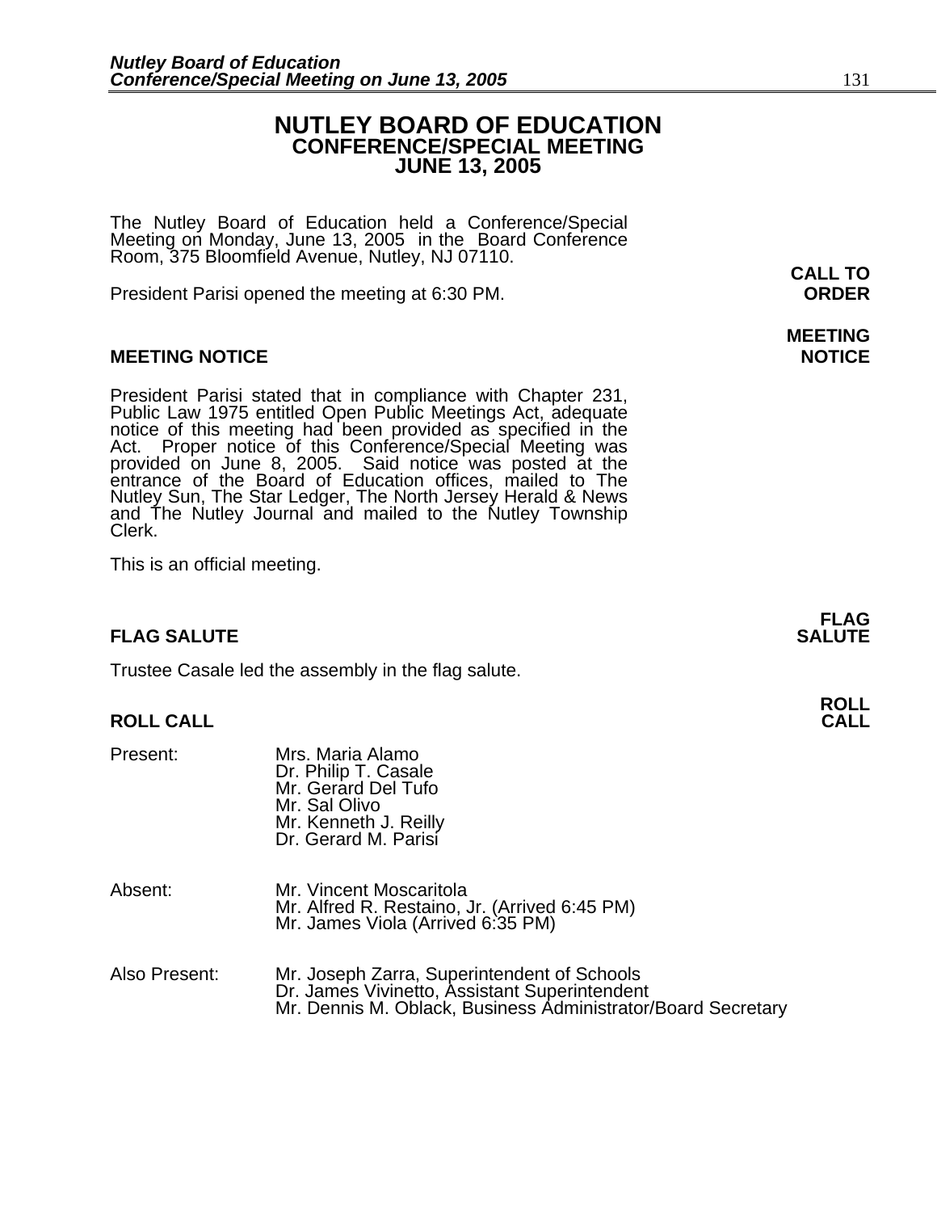# NUTLEY BOARD OF EDUCATION
## CONFERENCE/SPECIAL MEETING
## JUNE 13, 2005

The Nutley Board of Education held a Conference/Special Meeting on Monday, June 13, 2005 in the Board Conference Room, 375 Bloomfield Avenue, Nutley, NJ 07110.

**CALL TO ORDER**

President Parisi opened the meeting at 6:30 PM.

**MEETING NOTICE**

President Parisi stated that in compliance with Chapter 231, Public Law 1975 entitled Open Public Meetings Act, adequate notice of this meeting had been provided as specified in the Act. Proper notice of this Conference/Special Meeting was provided on June 8, 2005. Said notice was posted at the entrance of the Board of Education offices, mailed to The Nutley Sun, The Star Ledger, The North Jersey Herald & News and The Nutley Journal and mailed to the Nutley Township Clerk.

This is an official meeting.

**FLAG SALUTE**

Trustee Casale led the assembly in the flag salute.

**ROLL CALL**

Present:
Mrs. Maria Alamo
Dr. Philip T. Casale
Mr. Gerard Del Tufo
Mr. Sal Olivo
Mr. Kenneth J. Reilly
Dr. Gerard M. Parisi

Absent:
Mr. Vincent Moscaritola
Mr. Alfred R. Restaino, Jr. (Arrived 6:45 PM)
Mr. James Viola (Arrived 6:35 PM)

Also Present:
Mr. Joseph Zarra, Superintendent of Schools
Dr. James Vivinetto, Assistant Superintendent
Mr. Dennis M. Oblack, Business Administrator/Board Secretary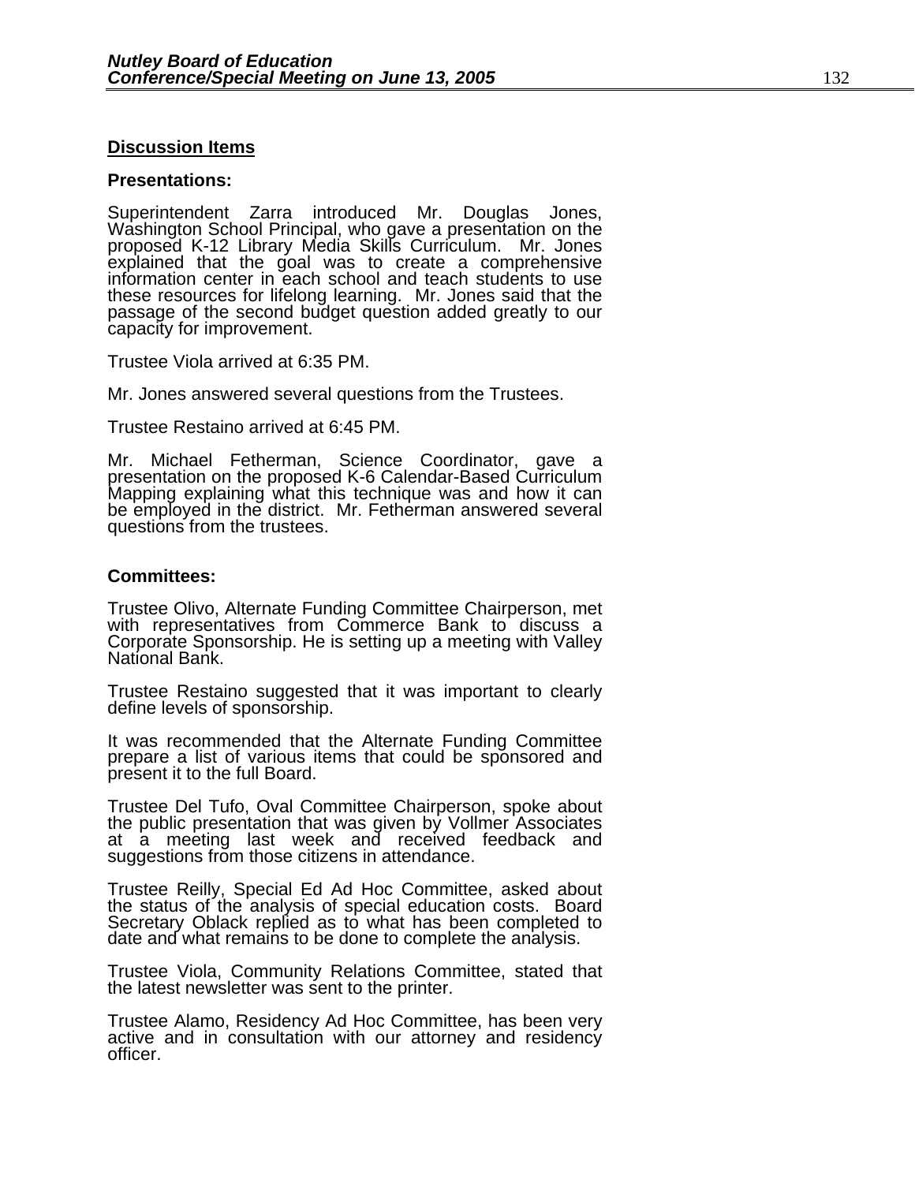## Discussion Items

### Presentations:

Superintendent Zarra introduced Mr. Douglas Jones, Washington School Principal, who gave a presentation on the proposed K-12 Library Media Skills Curriculum. Mr. Jones explained that the goal was to create a comprehensive information center in each school and teach students to use these resources for lifelong learning. Mr. Jones said that the passage of the second budget question added greatly to our capacity for improvement.

Trustee Viola arrived at 6:35 PM.

Mr. Jones answered several questions from the Trustees.

Trustee Restaino arrived at 6:45 PM.

Mr. Michael Fetherman, Science Coordinator, gave a presentation on the proposed K-6 Calendar-Based Curriculum Mapping explaining what this technique was and how it can be employed in the district. Mr. Fetherman answered several questions from the trustees.

### Committees:

Trustee Olivo, Alternate Funding Committee Chairperson, met with representatives from Commerce Bank to discuss a Corporate Sponsorship. He is setting up a meeting with Valley National Bank.

Trustee Restaino suggested that it was important to clearly define levels of sponsorship.

It was recommended that the Alternate Funding Committee prepare a list of various items that could be sponsored and present it to the full Board.

Trustee Del Tufo, Oval Committee Chairperson, spoke about the public presentation that was given by Vollmer Associates at a meeting last week and received feedback and suggestions from those citizens in attendance.

Trustee Reilly, Special Ed Ad Hoc Committee, asked about the status of the analysis of special education costs. Board Secretary Oblack replied as to what has been completed to date and what remains to be done to complete the analysis.

Trustee Viola, Community Relations Committee, stated that the latest newsletter was sent to the printer.

Trustee Alamo, Residency Ad Hoc Committee, has been very active and in consultation with our attorney and residency officer.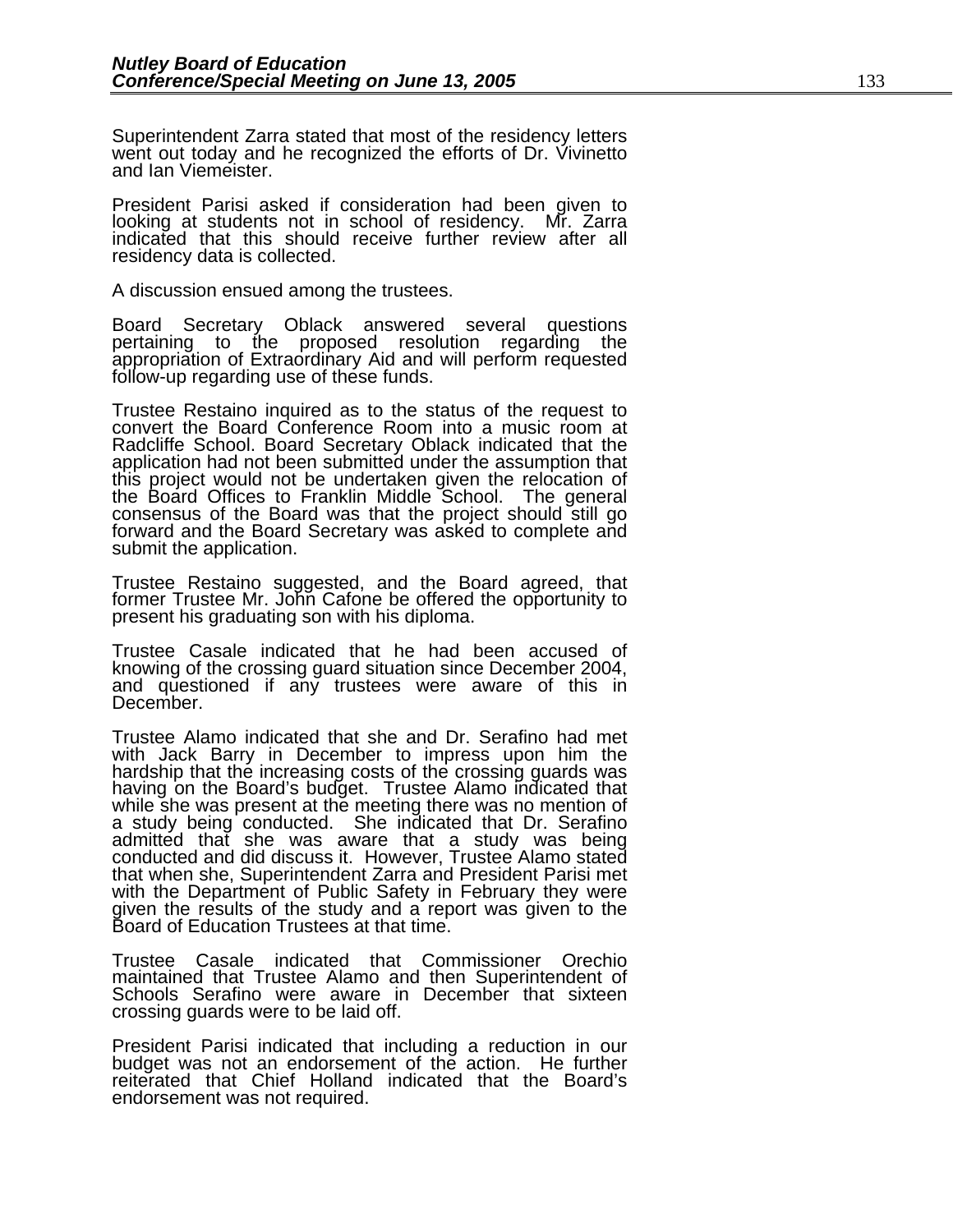Superintendent Zarra stated that most of the residency letters went out today and he recognized the efforts of Dr. Vivinetto and Ian Viemeister.

President Parisi asked if consideration had been given to looking at students not in school of residency. Mr. Zarra indicated that this should receive further review after all residency data is collected.

A discussion ensued among the trustees.

Board Secretary Oblack answered several questions pertaining to the proposed resolution regarding the appropriation of Extraordinary Aid and will perform requested follow-up regarding use of these funds.

Trustee Restaino inquired as to the status of the request to convert the Board Conference Room into a music room at Radcliffe School. Board Secretary Oblack indicated that the application had not been submitted under the assumption that this project would not be undertaken given the relocation of the Board Offices to Franklin Middle School. The general consensus of the Board was that the project should still go forward and the Board Secretary was asked to complete and submit the application.

Trustee Restaino suggested, and the Board agreed, that former Trustee Mr. John Cafone be offered the opportunity to present his graduating son with his diploma.

Trustee Casale indicated that he had been accused of knowing of the crossing guard situation since December 2004, and questioned if any trustees were aware of this in December.

Trustee Alamo indicated that she and Dr. Serafino had met with Jack Barry in December to impress upon him the hardship that the increasing costs of the crossing guards was having on the Board's budget. Trustee Alamo indicated that while she was present at the meeting there was no mention of a study being conducted. She indicated that Dr. Serafino admitted that she was aware that a study was being conducted and did discuss it. However, Trustee Alamo stated that when she, Superintendent Zarra and President Parisi met with the Department of Public Safety in February they were given the results of the study and a report was given to the Board of Education Trustees at that time.

Trustee Casale indicated that Commissioner Orechio maintained that Trustee Alamo and then Superintendent of Schools Serafino were aware in December that sixteen crossing guards were to be laid off.

President Parisi indicated that including a reduction in our budget was not an endorsement of the action. He further reiterated that Chief Holland indicated that the Board's endorsement was not required.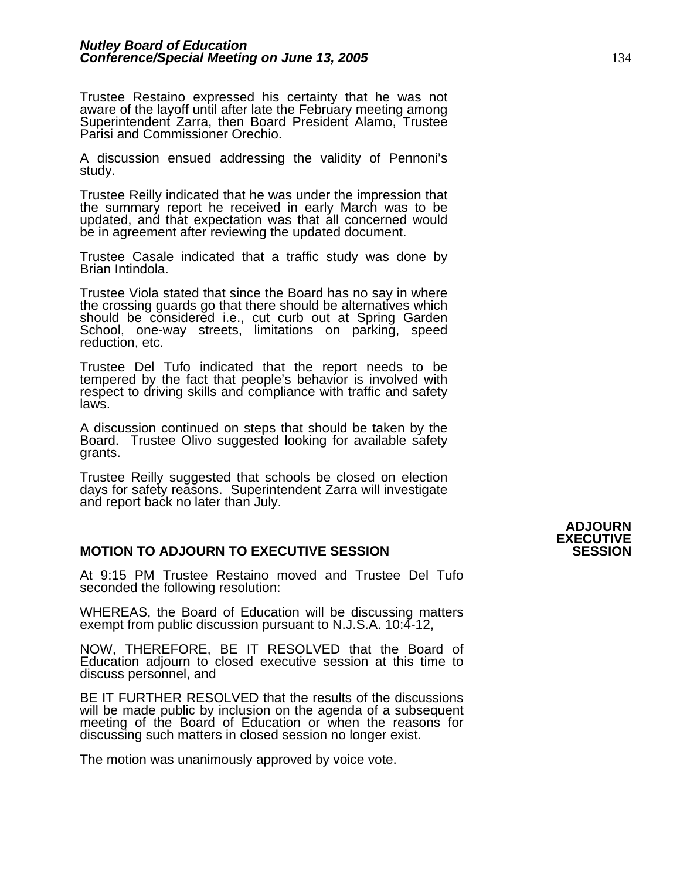Trustee Restaino expressed his certainty that he was not aware of the layoff until after late the February meeting among Superintendent Zarra, then Board President Alamo, Trustee Parisi and Commissioner Orechio.

A discussion ensued addressing the validity of Pennoni's study.

Trustee Reilly indicated that he was under the impression that the summary report he received in early March was to be updated, and that expectation was that all concerned would be in agreement after reviewing the updated document.

Trustee Casale indicated that a traffic study was done by Brian Intindola.

Trustee Viola stated that since the Board has no say in where the crossing guards go that there should be alternatives which should be considered i.e., cut curb out at Spring Garden School, one-way streets, limitations on parking, speed reduction, etc.

Trustee Del Tufo indicated that the report needs to be tempered by the fact that people's behavior is involved with respect to driving skills and compliance with traffic and safety laws.

A discussion continued on steps that should be taken by the Board. Trustee Olivo suggested looking for available safety grants.

Trustee Reilly suggested that schools be closed on election days for safety reasons. Superintendent Zarra will investigate and report back no later than July.

**ADJOURN EXECUTIVE SESSION**

**MOTION TO ADJOURN TO EXECUTIVE SESSION**

At 9:15 PM Trustee Restaino moved and Trustee Del Tufo seconded the following resolution:

WHEREAS, the Board of Education will be discussing matters exempt from public discussion pursuant to N.J.S.A. 10:4-12,

NOW, THEREFORE, BE IT RESOLVED that the Board of Education adjourn to closed executive session at this time to discuss personnel, and

BE IT FURTHER RESOLVED that the results of the discussions will be made public by inclusion on the agenda of a subsequent meeting of the Board of Education or when the reasons for discussing such matters in closed session no longer exist.

The motion was unanimously approved by voice vote.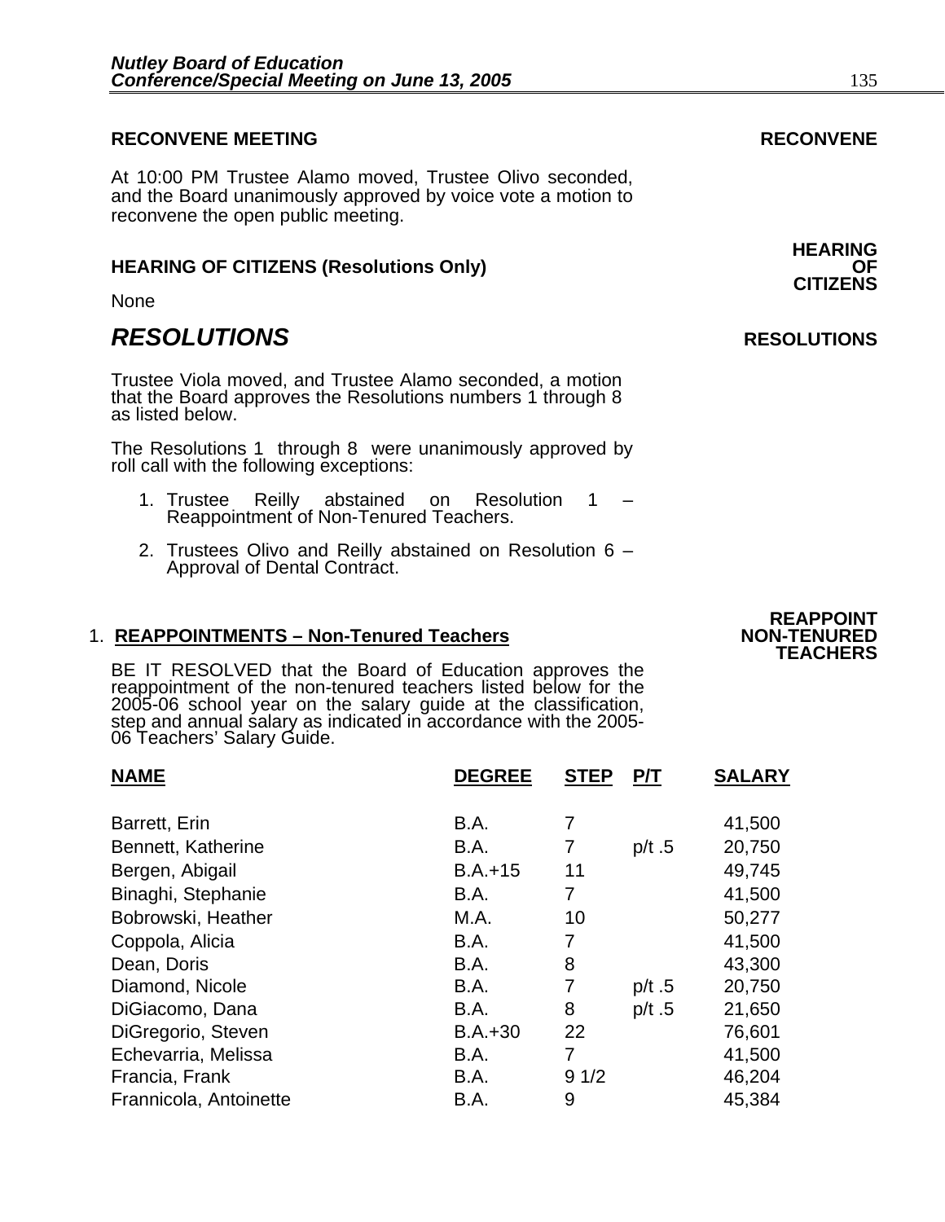## RECONVENE MEETING

**RECONVENE**

At 10:00 PM Trustee Alamo moved, Trustee Olivo seconded, and the Board unanimously approved by voice vote a motion to reconvene the open public meeting.

## HEARING OF CITIZENS (Resolutions Only)

**HEARING OF CITIZENS**

None

# *RESOLUTIONS*

**RESOLUTIONS**

Trustee Viola moved, and Trustee Alamo seconded, a motion that the Board approves the Resolutions numbers 1 through 8 as listed below.

The Resolutions 1 through 8 were unanimously approved by roll call with the following exceptions:

1. Trustee Reilly abstained on Resolution 1 – Reappointment of Non-Tenured Teachers.
2. Trustees Olivo and Reilly abstained on Resolution 6 – Approval of Dental Contract.

### 1. <u>REAPPOINTMENTS – Non-Tenured Teachers</u>

**REAPPOINT NON-TENURED TEACHERS**

BE IT RESOLVED that the Board of Education approves the reappointment of the non-tenured teachers listed below for the 2005-06 school year on the salary guide at the classification, step and annual salary as indicated in accordance with the 2005-06 Teachers' Salary Guide.

| NAME | DEGREE | STEP | P/T | SALARY |
|---|---|---|---|---|
| Barrett, Erin | B.A. | 7 | | 41,500 |
| Bennett, Katherine | B.A. | 7 | p/t .5 | 20,750 |
| Bergen, Abigail | B.A.+15 | 11 | | 49,745 |
| Binaghi, Stephanie | B.A. | 7 | | 41,500 |
| Bobrowski, Heather | M.A. | 10 | | 50,277 |
| Coppola, Alicia | B.A. | 7 | | 41,500 |
| Dean, Doris | B.A. | 8 | | 43,300 |
| Diamond, Nicole | B.A. | 7 | p/t .5 | 20,750 |
| DiGiacomo, Dana | B.A. | 8 | p/t .5 | 21,650 |
| DiGregorio, Steven | B.A.+30 | 22 | | 76,601 |
| Echevarria, Melissa | B.A. | 7 | | 41,500 |
| Francia, Frank | B.A. | 9 1/2 | | 46,204 |
| Frannicola, Antoinette | B.A. | 9 | | 45,384 |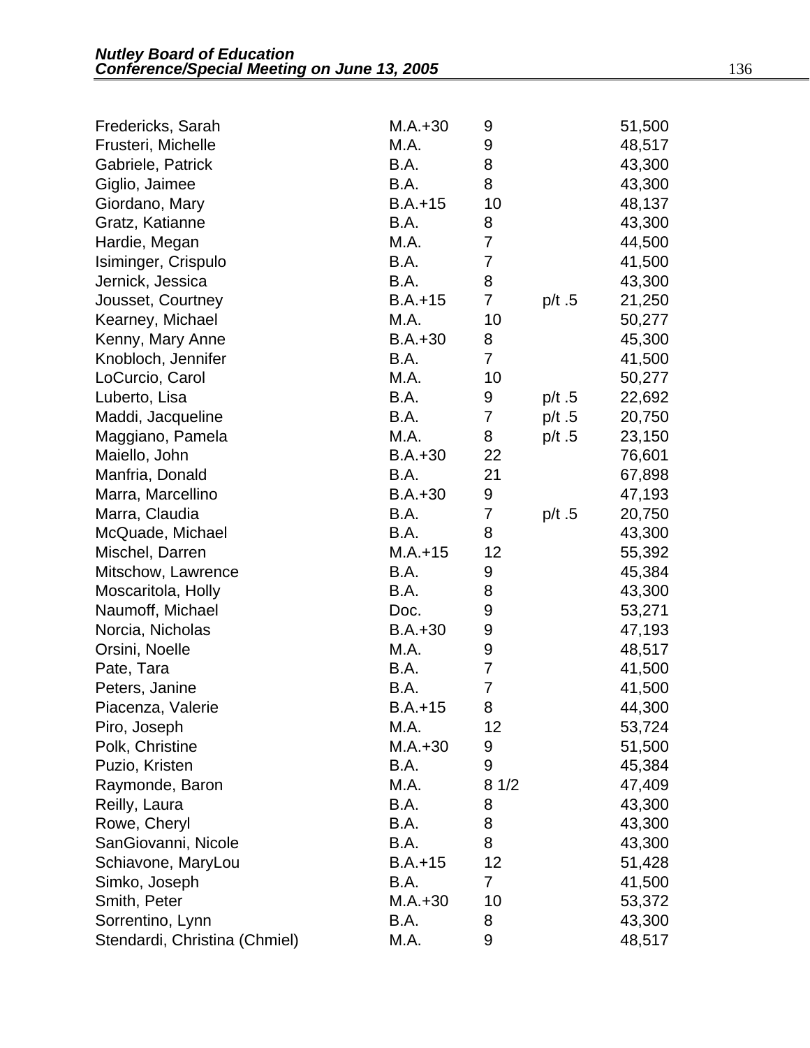| | | | | |
|---|---|---|---|---|
| Fredericks, Sarah | M.A.+30 | 9 | | 51,500 |
| Frusteri, Michelle | M.A. | 9 | | 48,517 |
| Gabriele, Patrick | B.A. | 8 | | 43,300 |
| Giglio, Jaimee | B.A. | 8 | | 43,300 |
| Giordano, Mary | B.A.+15 | 10 | | 48,137 |
| Gratz, Katianne | B.A. | 8 | | 43,300 |
| Hardie, Megan | M.A. | 7 | | 44,500 |
| Isiminger, Crispulo | B.A. | 7 | | 41,500 |
| Jernick, Jessica | B.A. | 8 | | 43,300 |
| Jousset, Courtney | B.A.+15 | 7 | p/t .5 | 21,250 |
| Kearney, Michael | M.A. | 10 | | 50,277 |
| Kenny, Mary Anne | B.A.+30 | 8 | | 45,300 |
| Knobloch, Jennifer | B.A. | 7 | | 41,500 |
| LoCurcio, Carol | M.A. | 10 | | 50,277 |
| Luberto, Lisa | B.A. | 9 | p/t .5 | 22,692 |
| Maddi, Jacqueline | B.A. | 7 | p/t .5 | 20,750 |
| Maggiano, Pamela | M.A. | 8 | p/t .5 | 23,150 |
| Maiello, John | B.A.+30 | 22 | | 76,601 |
| Manfria, Donald | B.A. | 21 | | 67,898 |
| Marra, Marcellino | B.A.+30 | 9 | | 47,193 |
| Marra, Claudia | B.A. | 7 | p/t .5 | 20,750 |
| McQuade, Michael | B.A. | 8 | | 43,300 |
| Mischel, Darren | M.A.+15 | 12 | | 55,392 |
| Mitschow, Lawrence | B.A. | 9 | | 45,384 |
| Moscaritola, Holly | B.A. | 8 | | 43,300 |
| Naumoff, Michael | Doc. | 9 | | 53,271 |
| Norcia, Nicholas | B.A.+30 | 9 | | 47,193 |
| Orsini, Noelle | M.A. | 9 | | 48,517 |
| Pate, Tara | B.A. | 7 | | 41,500 |
| Peters, Janine | B.A. | 7 | | 41,500 |
| Piacenza, Valerie | B.A.+15 | 8 | | 44,300 |
| Piro, Joseph | M.A. | 12 | | 53,724 |
| Polk, Christine | M.A.+30 | 9 | | 51,500 |
| Puzio, Kristen | B.A. | 9 | | 45,384 |
| Raymonde, Baron | M.A. | 8 1/2 | | 47,409 |
| Reilly, Laura | B.A. | 8 | | 43,300 |
| Rowe, Cheryl | B.A. | 8 | | 43,300 |
| SanGiovanni, Nicole | B.A. | 8 | | 43,300 |
| Schiavone, MaryLou | B.A.+15 | 12 | | 51,428 |
| Simko, Joseph | B.A. | 7 | | 41,500 |
| Smith, Peter | M.A.+30 | 10 | | 53,372 |
| Sorrentino, Lynn | B.A. | 8 | | 43,300 |
| Stendardi, Christina (Chmiel) | M.A. | 9 | | 48,517 |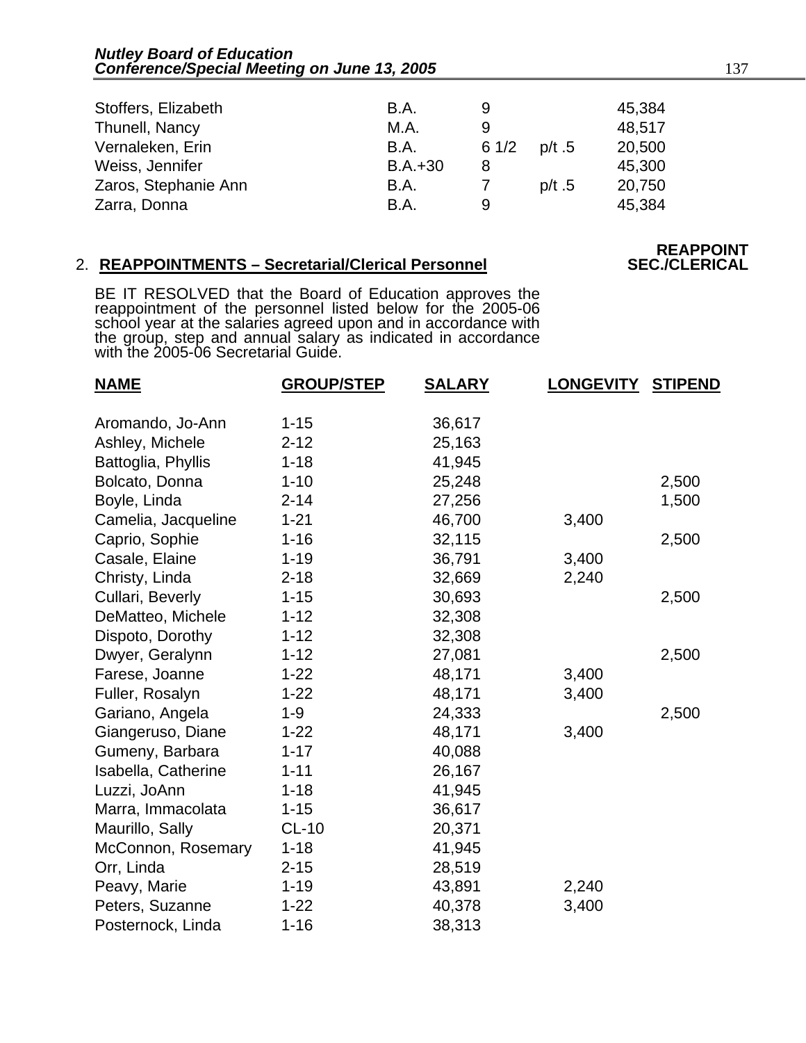| | | | | |
|---|---|---|---|---|
| Stoffers, Elizabeth | B.A. | 9 | | 45,384 |
| Thunell, Nancy | M.A. | 9 | | 48,517 |
| Vernaleken, Erin | B.A. | 6 1/2 | p/t .5 | 20,500 |
| Weiss, Jennifer | B.A.+30 | 8 | | 45,300 |
| Zaros, Stephanie Ann | B.A. | 7 | p/t .5 | 20,750 |
| Zarra, Donna | B.A. | 9 | | 45,384 |

**REAPPOINT SEC./CLERICAL**

2. **REAPPOINTMENTS – Secretarial/Clerical Personnel**

BE IT RESOLVED that the Board of Education approves the reappointment of the personnel listed below for the 2005-06 school year at the salaries agreed upon and in accordance with the group, step and annual salary as indicated in accordance with the 2005-06 Secretarial Guide.

| NAME | GROUP/STEP | SALARY | LONGEVITY | STIPEND |
|---|---|---|---|---|
| Aromando, Jo-Ann | 1-15 | 36,617 | | |
| Ashley, Michele | 2-12 | 25,163 | | |
| Battoglia, Phyllis | 1-18 | 41,945 | | |
| Bolcato, Donna | 1-10 | 25,248 | | 2,500 |
| Boyle, Linda | 2-14 | 27,256 | | 1,500 |
| Camelia, Jacqueline | 1-21 | 46,700 | 3,400 | |
| Caprio, Sophie | 1-16 | 32,115 | | 2,500 |
| Casale, Elaine | 1-19 | 36,791 | 3,400 | |
| Christy, Linda | 2-18 | 32,669 | 2,240 | |
| Cullari, Beverly | 1-15 | 30,693 | | 2,500 |
| DeMatteo, Michele | 1-12 | 32,308 | | |
| Dispoto, Dorothy | 1-12 | 32,308 | | |
| Dwyer, Geralynn | 1-12 | 27,081 | | 2,500 |
| Farese, Joanne | 1-22 | 48,171 | 3,400 | |
| Fuller, Rosalyn | 1-22 | 48,171 | 3,400 | |
| Gariano, Angela | 1-9 | 24,333 | | 2,500 |
| Giangeruso, Diane | 1-22 | 48,171 | 3,400 | |
| Gumeny, Barbara | 1-17 | 40,088 | | |
| Isabella, Catherine | 1-11 | 26,167 | | |
| Luzzi, JoAnn | 1-18 | 41,945 | | |
| Marra, Immacolata | 1-15 | 36,617 | | |
| Maurillo, Sally | CL-10 | 20,371 | | |
| McConnon, Rosemary | 1-18 | 41,945 | | |
| Orr, Linda | 2-15 | 28,519 | | |
| Peavy, Marie | 1-19 | 43,891 | 2,240 | |
| Peters, Suzanne | 1-22 | 40,378 | 3,400 | |
| Posternock, Linda | 1-16 | 38,313 | | |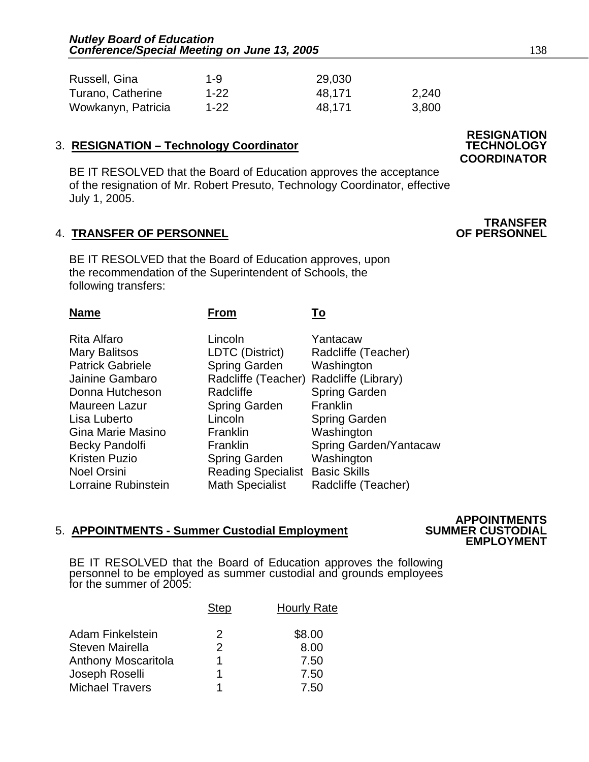| | | | |
|---|---|---|---|
| Russell, Gina | 1-9 | 29,030 | |
| Turano, Catherine | 1-22 | 48,171 | 2,240 |
| Wowkanyn, Patricia | 1-22 | 48,171 | 3,800 |

3. **RESIGNATION – Technology Coordinator** **RESIGNATION TECHNOLOGY COORDINATOR**

BE IT RESOLVED that the Board of Education approves the acceptance of the resignation of Mr. Robert Presuto, Technology Coordinator, effective July 1, 2005.

4. **TRANSFER OF PERSONNEL** **TRANSFER OF PERSONNEL**

BE IT RESOLVED that the Board of Education approves, upon the recommendation of the Superintendent of Schools, the following transfers:

| Name | From | To |
|---|---|---|
| Rita Alfaro | Lincoln | Yantacaw |
| Mary Balitsos | LDTC (District) | Radcliffe (Teacher) |
| Patrick Gabriele | Spring Garden | Washington |
| Jainine Gambaro | Radcliffe (Teacher) | Radcliffe (Library) |
| Donna Hutcheson | Radcliffe | Spring Garden |
| Maureen Lazur | Spring Garden | Franklin |
| Lisa Luberto | Lincoln | Spring Garden |
| Gina Marie Masino | Franklin | Washington |
| Becky Pandolfi | Franklin | Spring Garden/Yantacaw |
| Kristen Puzio | Spring Garden | Washington |
| Noel Orsini | Reading Specialist | Basic Skills |
| Lorraine Rubinstein | Math Specialist | Radcliffe (Teacher) |

5. **APPOINTMENTS - Summer Custodial Employment** **APPOINTMENTS SUMMER CUSTODIAL EMPLOYMENT**

BE IT RESOLVED that the Board of Education approves the following personnel to be employed as summer custodial and grounds employees for the summer of 2005:

| | Step | Hourly Rate |
|---|---|---|
| Adam Finkelstein | 2 | $8.00 |
| Steven Mairella | 2 | 8.00 |
| Anthony Moscaritola | 1 | 7.50 |
| Joseph Roselli | 1 | 7.50 |
| Michael Travers | 1 | 7.50 |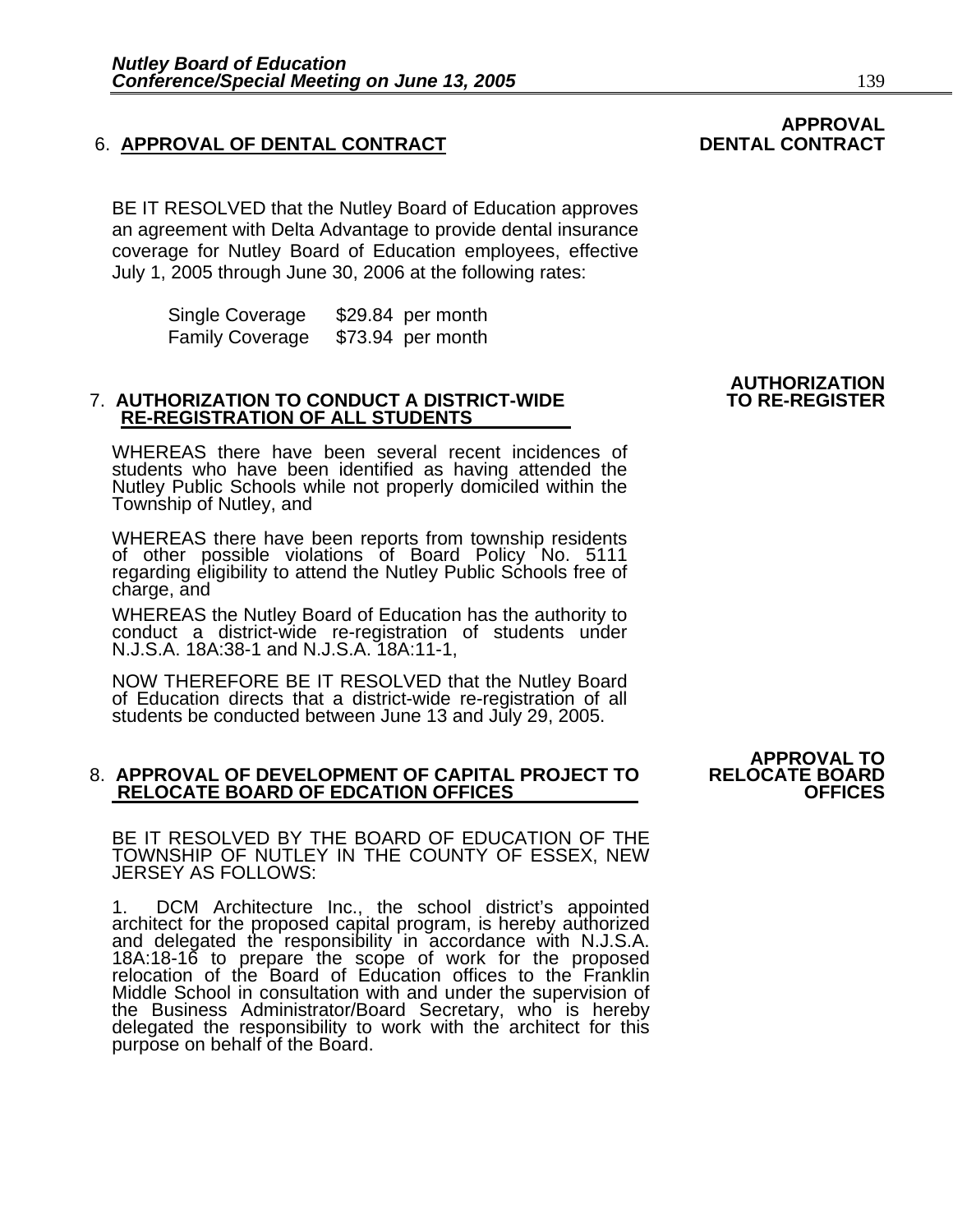**APPROVAL DENTAL CONTRACT**

6. **APPROVAL OF DENTAL CONTRACT**

BE IT RESOLVED that the Nutley Board of Education approves an agreement with Delta Advantage to provide dental insurance coverage for Nutley Board of Education employees, effective July 1, 2005 through June 30, 2006 at the following rates:

| | |
|---|---|
| Single Coverage | $29.84 per month |
| Family Coverage | $73.94 per month |

**AUTHORIZATION TO RE-REGISTER**

7. **AUTHORIZATION TO CONDUCT A DISTRICT-WIDE RE-REGISTRATION OF ALL STUDENTS**

WHEREAS there have been several recent incidences of students who have been identified as having attended the Nutley Public Schools while not properly domiciled within the Township of Nutley, and

WHEREAS there have been reports from township residents of other possible violations of Board Policy No. 5111 regarding eligibility to attend the Nutley Public Schools free of charge, and

WHEREAS the Nutley Board of Education has the authority to conduct a district-wide re-registration of students under N.J.S.A. 18A:38-1 and N.J.S.A. 18A:11-1,

NOW THEREFORE BE IT RESOLVED that the Nutley Board of Education directs that a district-wide re-registration of all students be conducted between June 13 and July 29, 2005.

**APPROVAL TO RELOCATE BOARD OFFICES**

8. **APPROVAL OF DEVELOPMENT OF CAPITAL PROJECT TO RELOCATE BOARD OF EDCATION OFFICES**

BE IT RESOLVED BY THE BOARD OF EDUCATION OF THE TOWNSHIP OF NUTLEY IN THE COUNTY OF ESSEX, NEW JERSEY AS FOLLOWS:

1. DCM Architecture Inc., the school district's appointed architect for the proposed capital program, is hereby authorized and delegated the responsibility in accordance with N.J.S.A. 18A:18-16 to prepare the scope of work for the proposed relocation of the Board of Education offices to the Franklin Middle School in consultation with and under the supervision of the Business Administrator/Board Secretary, who is hereby delegated the responsibility to work with the architect for this purpose on behalf of the Board.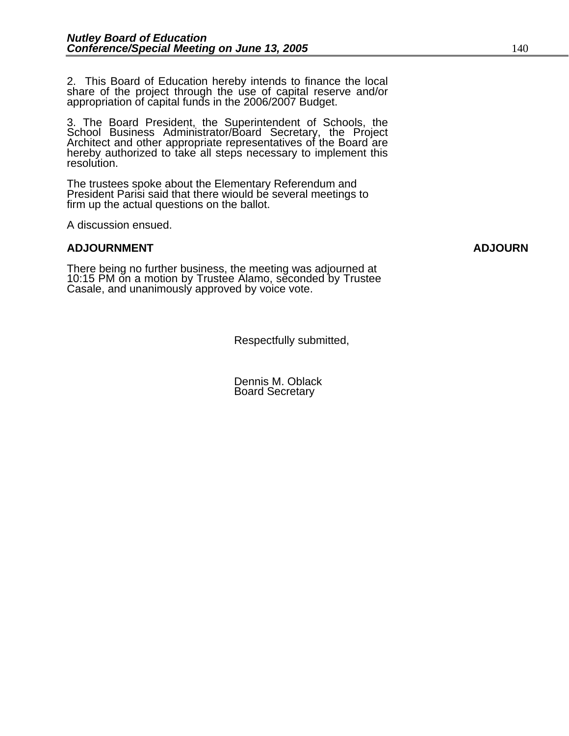2. This Board of Education hereby intends to finance the local share of the project through the use of capital reserve and/or appropriation of capital funds in the 2006/2007 Budget.

3. The Board President, the Superintendent of Schools, the School Business Administrator/Board Secretary, the Project Architect and other appropriate representatives of the Board are hereby authorized to take all steps necessary to implement this resolution.

The trustees spoke about the Elementary Referendum and President Parisi said that there wiould be several meetings to firm up the actual questions on the ballot.

A discussion ensued.

**ADJOURNMENT** **ADJOURN**

There being no further business, the meeting was adjourned at 10:15 PM on a motion by Trustee Alamo, seconded by Trustee Casale, and unanimously approved by voice vote.

Respectfully submitted,

Dennis M. Oblack
Board Secretary